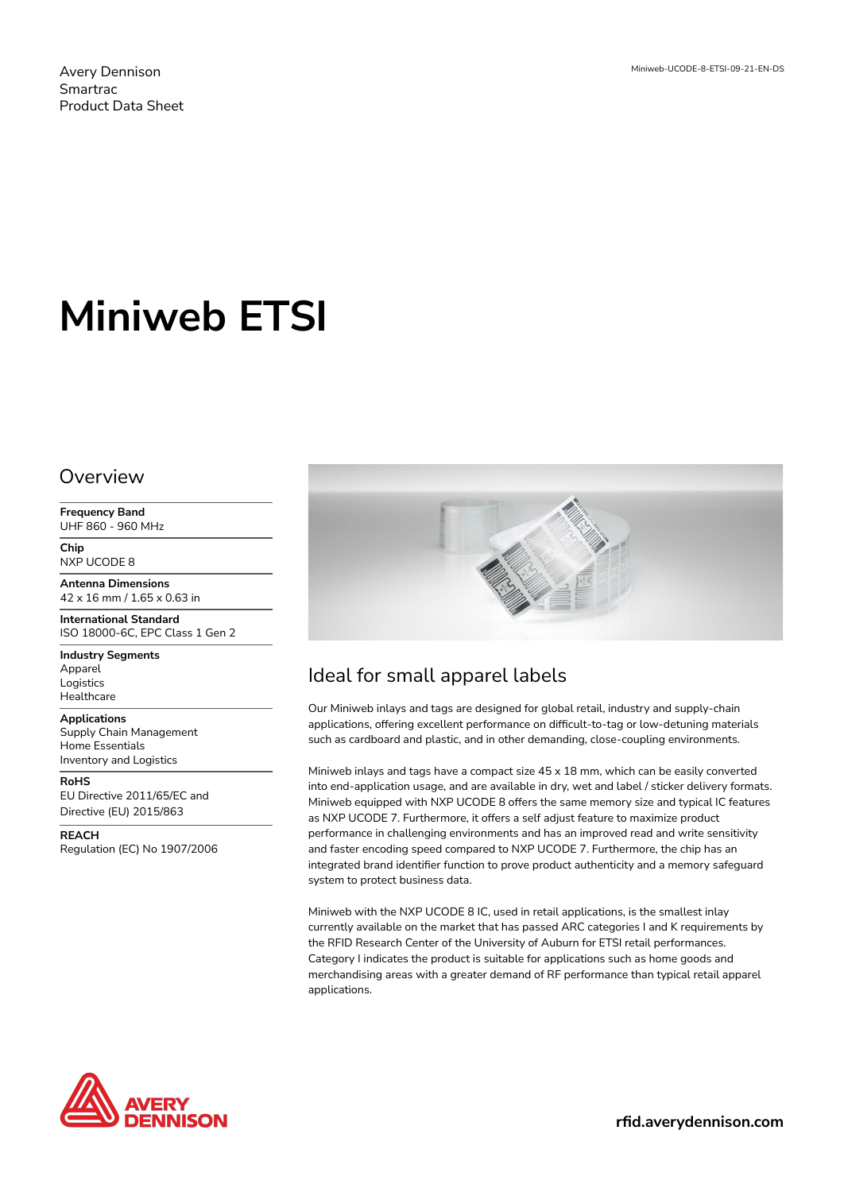Avery Dennison
Smartrac
Product Data Sheet

Miniweb-UCODE-8-ETSI-09-21-EN-DS

# Miniweb ETSI

## Overview

**Frequency Band**
UHF 860 - 960 MHz

**Chip**
NXP UCODE 8

**Antenna Dimensions**
42 x 16 mm / 1.65 x 0.63 in

**International Standard**
ISO 18000-6C, EPC Class 1 Gen 2

**Industry Segments**
Apparel
Logistics
Healthcare

**Applications**
Supply Chain Management
Home Essentials
Inventory and Logistics

**RoHS**
EU Directive 2011/65/EC and Directive (EU) 2015/863

**REACH**
Regulation (EC) No 1907/2006

## Ideal for small apparel labels

Our Miniweb inlays and tags are designed for global retail, industry and supply-chain applications, offering excellent performance on difficult-to-tag or low-detuning materials such as cardboard and plastic, and in other demanding, close-coupling environments.

Miniweb inlays and tags have a compact size 45 x 18 mm, which can be easily converted into end-application usage, and are available in dry, wet and label / sticker delivery formats. Miniweb equipped with NXP UCODE 8 offers the same memory size and typical IC features as NXP UCODE 7. Furthermore, it offers a self adjust feature to maximize product performance in challenging environments and has an improved read and write sensitivity and faster encoding speed compared to NXP UCODE 7. Furthermore, the chip has an integrated brand identifier function to prove product authenticity and a memory safeguard system to protect business data.

Miniweb with the NXP UCODE 8 IC, used in retail applications, is the smallest inlay currently available on the market that has passed ARC categories I and K requirements by the RFID Research Center of the University of Auburn for ETSI retail performances. Category I indicates the product is suitable for applications such as home goods and merchandising areas with a greater demand of RF performance than typical retail apparel applications.

AVERY DENNISON

rfid.averydennison.com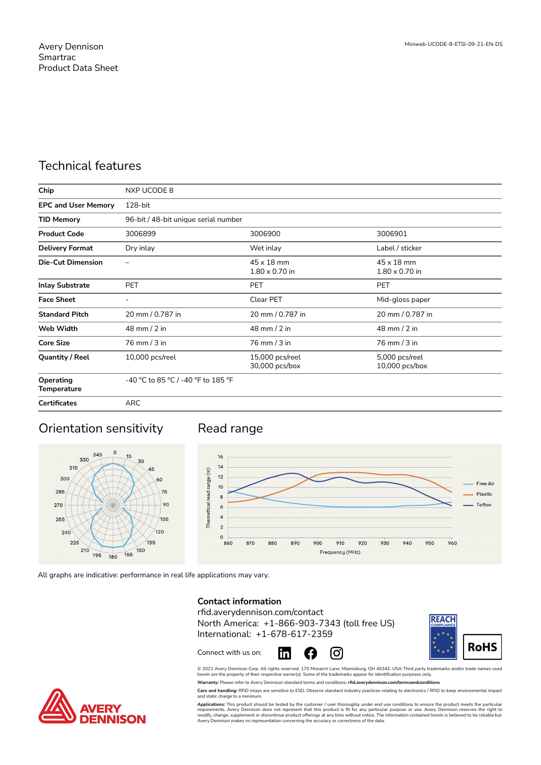Avery Dennison
Smartrac
Product Data Sheet

Miniweb-UCODE-8-ETSI-09-21-EN-DS

## Technical features

| | | | |
|---|---|---|---|
| **Chip** | NXP UCODE 8 | | |
| **EPC and User Memory** | 128-bit | | |
| **TID Memory** | 96-bit / 48-bit unique serial number | | |
| **Product Code** | 3006899 | 3006900 | 3006901 |
| **Delivery Format** | Dry inlay | Wet inlay | Label / sticker |
| **Die-Cut Dimension** | – | 45 x 18 mm<br>1.80 x 0.70 in | 45 x 18 mm<br>1.80 x 0.70 in |
| **Inlay Substrate** | PET | PET | PET |
| **Face Sheet** | - | Clear PET | Mid-gloss paper |
| **Standard Pitch** | 20 mm / 0.787 in | 20 mm / 0.787 in | 20 mm / 0.787 in |
| **Web Width** | 48 mm / 2 in | 48 mm / 2 in | 48 mm / 2 in |
| **Core Size** | 76 mm / 3 in | 76 mm / 3 in | 76 mm / 3 in |
| **Quantity / Reel** | 10,000 pcs/reel | 15,000 pcs/reel<br>30,000 pcs/box | 5,000 pcs/reel<br>10,000 pcs/box |
| **Operating Temperature** | -40 °C to 85 °C / -40 °F to 185 °F | | |
| **Certificates** | ARC | | |

## Orientation sensitivity

0, 15, 30, 45, 60, 75, 90, 105, 120, 135, 150, 165, 180, 195, 210, 225, 240, 255, 270, 285, 300, 315, 330, 345

## Read range

Theoretical read range (m)

16, 14, 12, 10, 8, 6, 4, 2, 0

860, 870, 880, 890, 900, 910, 920, 930, 940, 950, 960

Frequency (MHz)

Free Air
Plastic
Teflon

All graphs are indicative: performance in real life applications may vary.

**Contact information**
rfid.averydennison.com/contact
North America: +1-866-903-7343 (toll free US)
International: +1-678-617-2359

Connect with us on:

REACH COMPLIANCE

RoHS

© 2021 Avery Dennison Corp. All rights reserved. 170 Monarch Lane, Miamisburg, OH 45342, USA Third party trademarks and/or trade names used herein are the property of their respective owner(s). Some of the trademarks appear for identification purposes only.

**Warranty:** Please refer to Avery Dennison standard terms and conditions: **rfid.averydennison.com/termsandconditions**

**Care and handling:** RFID inlays are sensitive to ESD. Observe standard industry practices relating to electronics / RFID to keep environmental impact and static charge to a minimum.

**Applications:** This product should be tested by the customer / user thoroughly under end use conditions to ensure the product meets the particular requirements. Avery Dennison does not represent that this product is fit for any particular purpose or use. Avery Dennison reserves the right to modify, change, supplement or discontinue product offerings at any time without notice. The information contained herein is believed to be reliable but Avery Dennison makes no representation concerning the accuracy or correctness of the data.

AVERY DENNISON